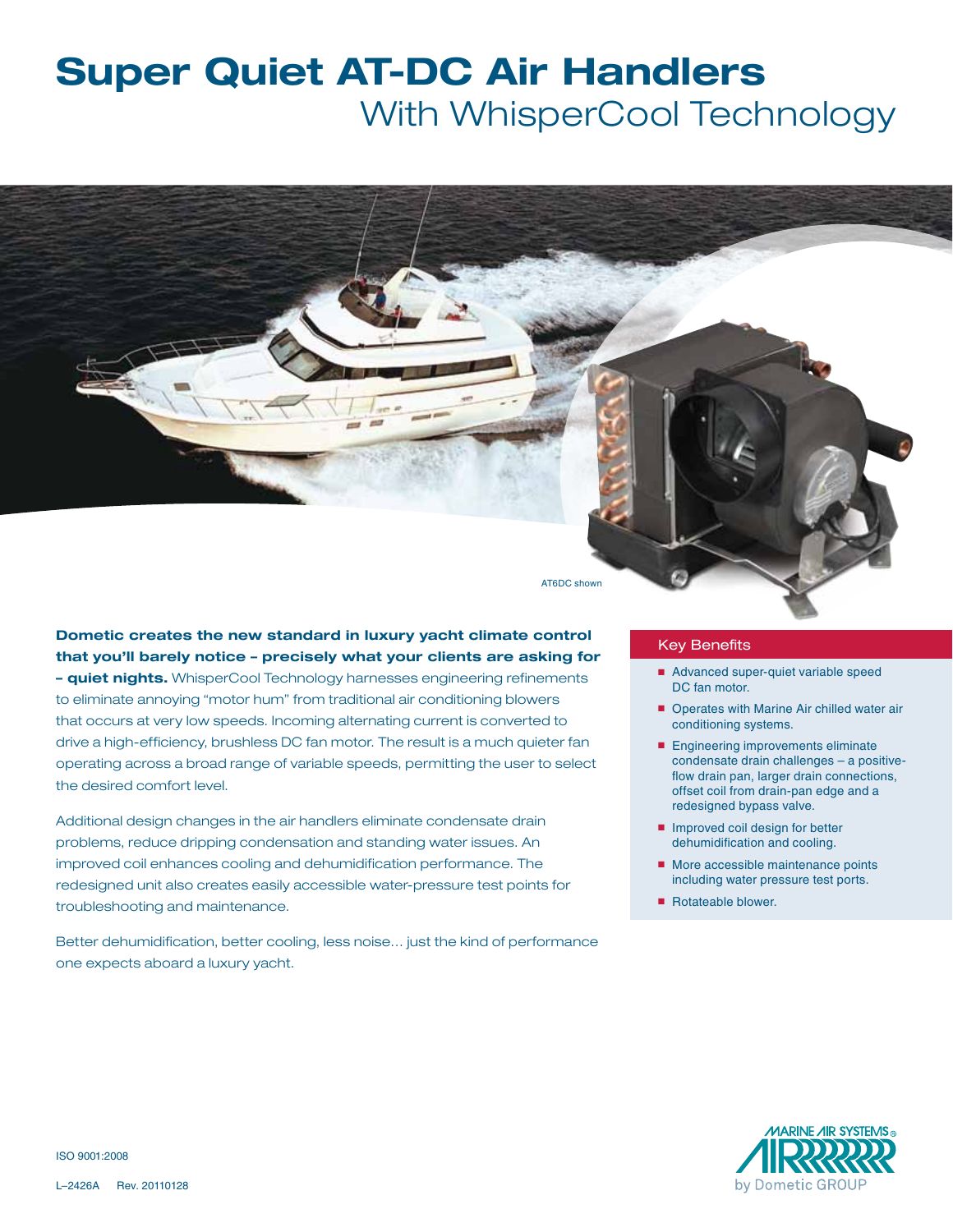# Super Quiet AT-DC Air Handlers

## With WhisperCool Technology

AT6DC shown

**Dometic creates the new standard in luxury yacht climate control that you'll barely notice – precisely what your clients are asking for – quiet nights.** WhisperCool Technology harnesses engineering refinements to eliminate annoying "motor hum" from traditional air conditioning blowers that occurs at very low speeds. Incoming alternating current is converted to drive a high-efficiency, brushless DC fan motor. The result is a much quieter fan operating across a broad range of variable speeds, permitting the user to select the desired comfort level.

Additional design changes in the air handlers eliminate condensate drain problems, reduce dripping condensation and standing water issues. An improved coil enhances cooling and dehumidification performance. The redesigned unit also creates easily accessible water-pressure test points for troubleshooting and maintenance.

Better dehumidification, better cooling, less noise… just the kind of performance one expects aboard a luxury yacht.

### Key Benefits

- Advanced super-quiet variable speed DC fan motor.
- Operates with Marine Air chilled water air conditioning systems.
- Engineering improvements eliminate condensate drain challenges – a positive-flow drain pan, larger drain connections, offset coil from drain-pan edge and a redesigned bypass valve.
- Improved coil design for better dehumidification and cooling.
- More accessible maintenance points including water pressure test ports.
- Rotateable blower.

ISO 9001:2008

L–2426A Rev. 20110128

MARINE AIR SYSTEMS®
by Dometic GROUP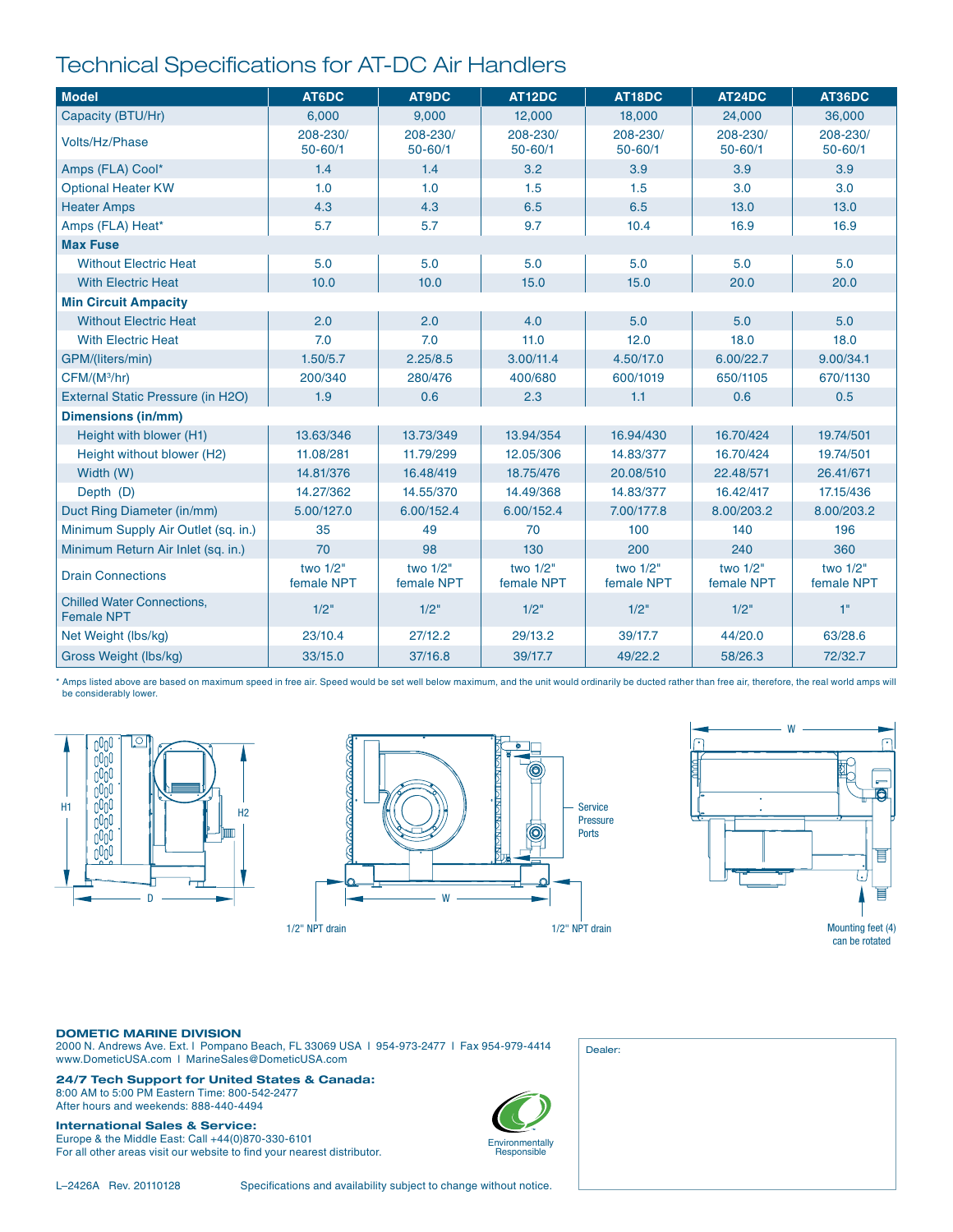# Technical Specifications for AT-DC Air Handlers

| Model | AT6DC | AT9DC | AT12DC | AT18DC | AT24DC | AT36DC |
|---|---|---|---|---|---|---|
| Capacity (BTU/Hr) | 6,000 | 9,000 | 12,000 | 18,000 | 24,000 | 36,000 |
| Volts/Hz/Phase | 208-230/ 50-60/1 | 208-230/ 50-60/1 | 208-230/ 50-60/1 | 208-230/ 50-60/1 | 208-230/ 50-60/1 | 208-230/ 50-60/1 |
| Amps (FLA) Cool* | 1.4 | 1.4 | 3.2 | 3.9 | 3.9 | 3.9 |
| Optional Heater KW | 1.0 | 1.0 | 1.5 | 1.5 | 3.0 | 3.0 |
| Heater Amps | 4.3 | 4.3 | 6.5 | 6.5 | 13.0 | 13.0 |
| Amps (FLA) Heat* | 5.7 | 5.7 | 9.7 | 10.4 | 16.9 | 16.9 |
| **Max Fuse** | | | | | | |
| Without Electric Heat | 5.0 | 5.0 | 5.0 | 5.0 | 5.0 | 5.0 |
| With Electric Heat | 10.0 | 10.0 | 15.0 | 15.0 | 20.0 | 20.0 |
| **Min Circuit Ampacity** | | | | | | |
| Without Electric Heat | 2.0 | 2.0 | 4.0 | 5.0 | 5.0 | 5.0 |
| With Electric Heat | 7.0 | 7.0 | 11.0 | 12.0 | 18.0 | 18.0 |
| GPM/(liters/min) | 1.50/5.7 | 2.25/8.5 | 3.00/11.4 | 4.50/17.0 | 6.00/22.7 | 9.00/34.1 |
| CFM/($M^3$/hr) | 200/340 | 280/476 | 400/680 | 600/1019 | 650/1105 | 670/1130 |
| External Static Pressure (in H2O) | 1.9 | 0.6 | 2.3 | 1.1 | 0.6 | 0.5 |
| **Dimensions (in/mm)** | | | | | | |
| Height with blower (H1) | 13.63/346 | 13.73/349 | 13.94/354 | 16.94/430 | 16.70/424 | 19.74/501 |
| Height without blower (H2) | 11.08/281 | 11.79/299 | 12.05/306 | 14.83/377 | 16.70/424 | 19.74/501 |
| Width (W) | 14.81/376 | 16.48/419 | 18.75/476 | 20.08/510 | 22.48/571 | 26.41/671 |
| Depth (D) | 14.27/362 | 14.55/370 | 14.49/368 | 14.83/377 | 16.42/417 | 17.15/436 |
| Duct Ring Diameter (in/mm) | 5.00/127.0 | 6.00/152.4 | 6.00/152.4 | 7.00/177.8 | 8.00/203.2 | 8.00/203.2 |
| Minimum Supply Air Outlet (sq. in.) | 35 | 49 | 70 | 100 | 140 | 196 |
| Minimum Return Air Inlet (sq. in.) | 70 | 98 | 130 | 200 | 240 | 360 |
| Drain Connections | two 1/2" female NPT | two 1/2" female NPT | two 1/2" female NPT | two 1/2" female NPT | two 1/2" female NPT | two 1/2" female NPT |
| Chilled Water Connections, Female NPT | 1/2" | 1/2" | 1/2" | 1/2" | 1/2" | 1" |
| Net Weight (lbs/kg) | 23/10.4 | 27/12.2 | 29/13.2 | 39/17.7 | 44/20.0 | 63/28.6 |
| Gross Weight (lbs/kg) | 33/15.0 | 37/16.8 | 39/17.7 | 49/22.2 | 58/26.3 | 72/32.7 |

* Amps listed above are based on maximum speed in free air. Speed would be set well below maximum, and the unit would ordinarily be ducted rather than free air, therefore, the real world amps will be considerably lower.

H1
H2
D
W
Service Pressure Ports
1/2" NPT drain
1/2" NPT drain
W
Mounting feet (4) can be rotated

**DOMETIC MARINE DIVISION**
2000 N. Andrews Ave. Ext. | Pompano Beach, FL 33069 USA | 954-973-2477 | Fax 954-979-4414
www.DometicUSA.com | MarineSales@DometicUSA.com

**24/7 Tech Support for United States & Canada:**
8:00 AM to 5:00 PM Eastern Time: 800-542-2477
After hours and weekends: 888-440-4494

**International Sales & Service:**
Europe & the Middle East: Call +44(0)870-330-6101
For all other areas visit our website to find your nearest distributor.

Environmentally Responsible

Dealer:

L–2426A Rev. 20110128

Specifications and availability subject to change without notice.